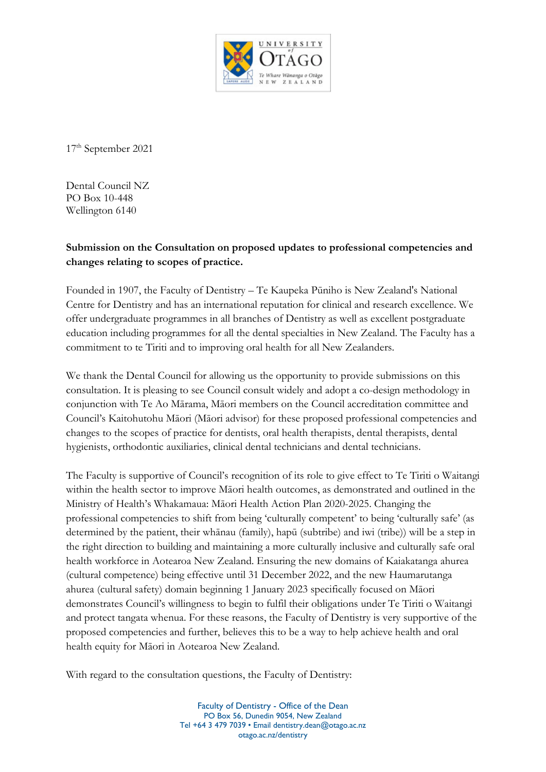17th September 2021

Dental Council NZ
PO Box 10-448
Wellington 6140

**Submission on the Consultation on proposed updates to professional competencies and changes relating to scopes of practice.**

Founded in 1907, the Faculty of Dentistry – Te Kaupeka Pūniho is New Zealand's National Centre for Dentistry and has an international reputation for clinical and research excellence. We offer undergraduate programmes in all branches of Dentistry as well as excellent postgraduate education including programmes for all the dental specialties in New Zealand. The Faculty has a commitment to te Tiriti and to improving oral health for all New Zealanders.

We thank the Dental Council for allowing us the opportunity to provide submissions on this consultation. It is pleasing to see Council consult widely and adopt a co-design methodology in conjunction with Te Ao Mārama, Māori members on the Council accreditation committee and Council's Kaitohutohu Māori (Māori advisor) for these proposed professional competencies and changes to the scopes of practice for dentists, oral health therapists, dental therapists, dental hygienists, orthodontic auxiliaries, clinical dental technicians and dental technicians.

The Faculty is supportive of Council's recognition of its role to give effect to Te Tiriti o Waitangi within the health sector to improve Māori health outcomes, as demonstrated and outlined in the Ministry of Health's Whakamaua: Māori Health Action Plan 2020-2025. Changing the professional competencies to shift from being 'culturally competent' to being 'culturally safe' (as determined by the patient, their whānau (family), hapū (subtribe) and iwi (tribe)) will be a step in the right direction to building and maintaining a more culturally inclusive and culturally safe oral health workforce in Aotearoa New Zealand. Ensuring the new domains of Kaiakatanga ahurea (cultural competence) being effective until 31 December 2022, and the new Haumarutanga ahurea (cultural safety) domain beginning 1 January 2023 specifically focused on Māori demonstrates Council's willingness to begin to fulfil their obligations under Te Tiriti o Waitangi and protect tangata whenua. For these reasons, the Faculty of Dentistry is very supportive of the proposed competencies and further, believes this to be a way to help achieve health and oral health equity for Māori in Aotearoa New Zealand.

With regard to the consultation questions, the Faculty of Dentistry: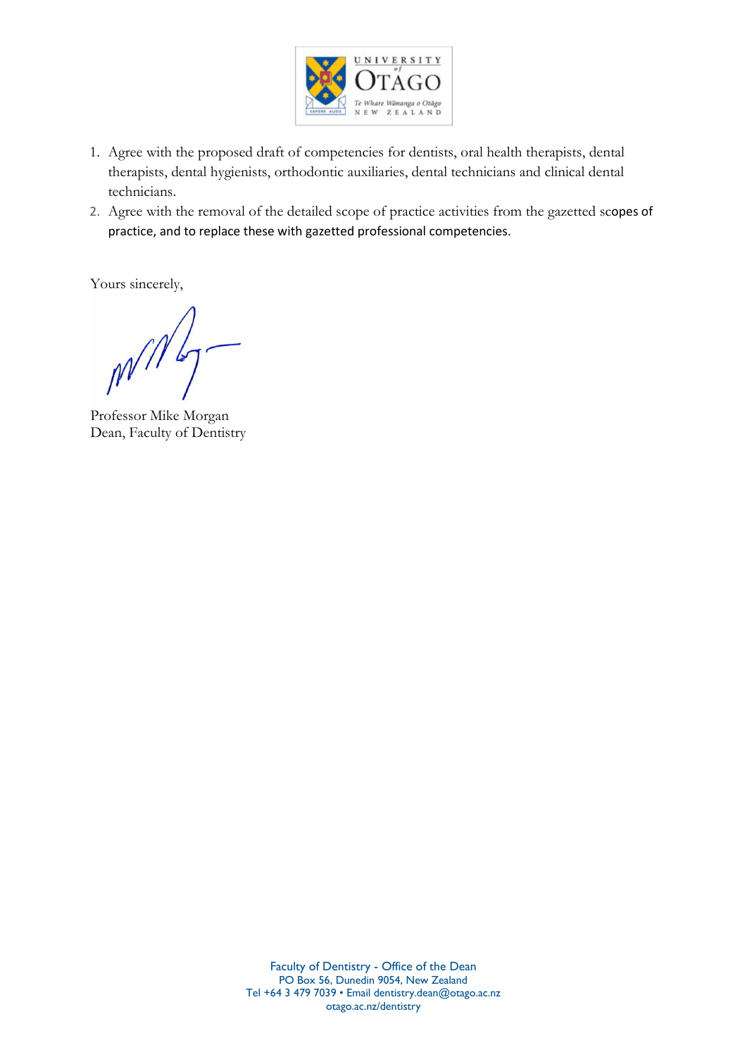1. Agree with the proposed draft of competencies for dentists, oral health therapists, dental therapists, dental hygienists, orthodontic auxiliaries, dental technicians and clinical dental technicians.
2. Agree with the removal of the detailed scope of practice activities from the gazetted scopes of practice, and to replace these with gazetted professional competencies.

Yours sincerely,

Professor Mike Morgan
Dean, Faculty of Dentistry

Faculty of Dentistry - Office of the Dean
PO Box 56, Dunedin 9054, New Zealand
Tel +64 3 479 7039 • Email dentistry.dean@otago.ac.nz
otago.ac.nz/dentistry